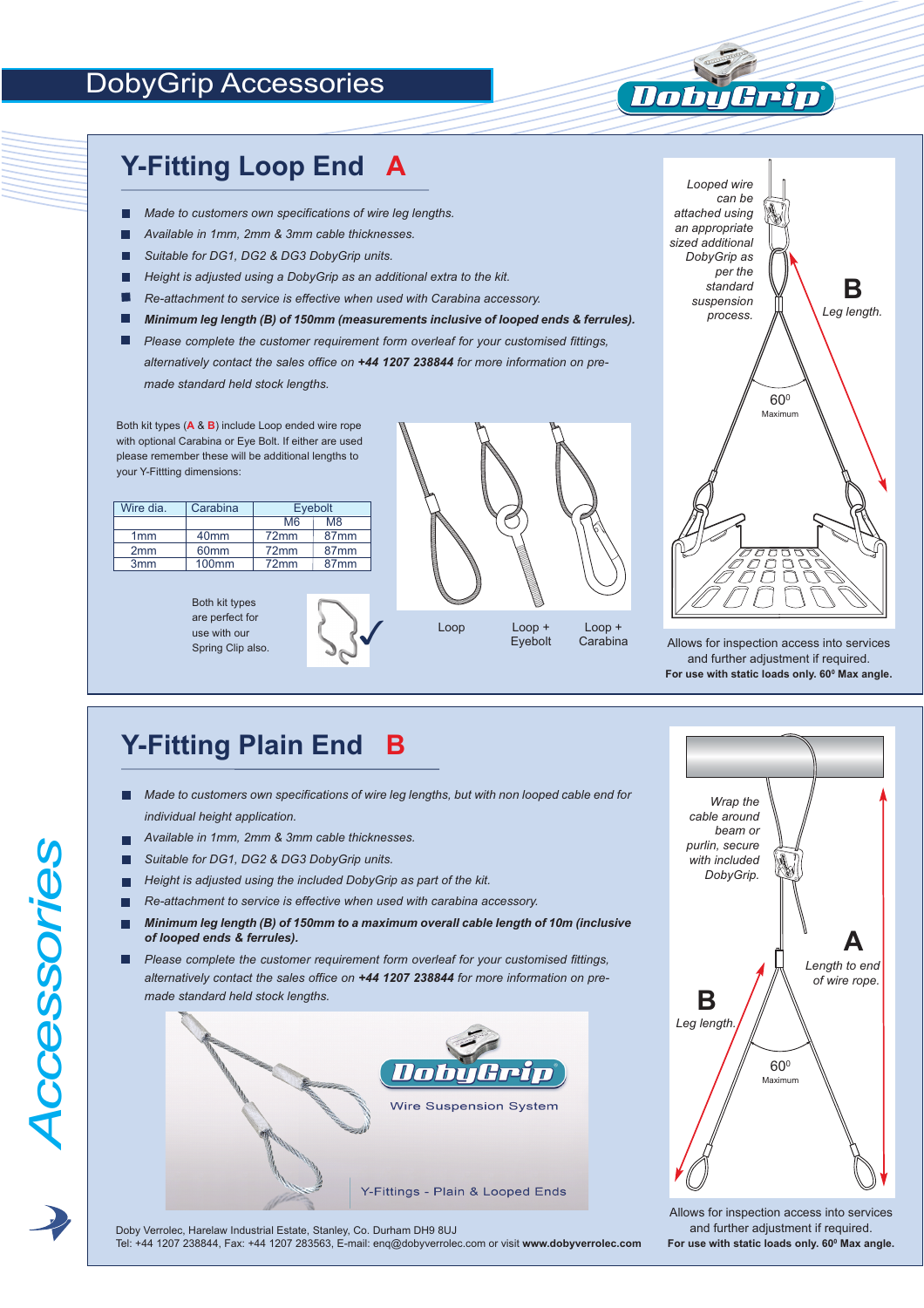# DobyGrip Accessories

## Y-Fitting Loop End A

- *Made to customers own specifications of wire leg lengths.*
- *Available in 1mm, 2mm & 3mm cable thicknesses.*
- *Suitable for DG1, DG2 & DG3 DobyGrip units.*
- *Height is adjusted using a DobyGrip as an additional extra to the kit.*
- *Re-attachment to service is effective when used with Carabina accessory.*
- ***Minimum leg length (B) of 150mm (measurements inclusive of looped ends & ferrules).***
- *Please complete the customer requirement form overleaf for your customised fittings, alternatively contact the sales office on **+44 1207 238844** for more information on pre-made standard held stock lengths.*

Both kit types (**A** & **B**) include Loop ended wire rope with optional Carabina or Eye Bolt. If either are used please remember these will be additional lengths to your Y-Fittting dimensions:

| Wire dia. | Carabina | Eyebolt | |
|---|---|---|---|
| | | M6 | M8 |
| 1mm | 40mm | 72mm | 87mm |
| 2mm | 60mm | 72mm | 87mm |
| 3mm | 100mm | 72mm | 87mm |

Both kit types are perfect for use with our Spring Clip also.

Loop

Loop + Eyebolt

Loop + Carabina

*Looped wire can be attached using an appropriate sized additional DobyGrip as per the standard suspension process.*

**B** *Leg length.*

$60^0$ Maximum

Allows for inspection access into services and further adjustment if required.
**For use with static loads only. $60^0$ Max angle.**

## Y-Fitting Plain End B

- *Made to customers own specifications of wire leg lengths, but with non looped cable end for individual height application.*
- *Available in 1mm, 2mm & 3mm cable thicknesses.*
- *Suitable for DG1, DG2 & DG3 DobyGrip units.*
- *Height is adjusted using the included DobyGrip as part of the kit.*
- *Re-attachment to service is effective when used with carabina accessory.*
- ***Minimum leg length (B) of 150mm to a maximum overall cable length of 10m (inclusive of looped ends & ferrules).***
- *Please complete the customer requirement form overleaf for your customised fittings, alternatively contact the sales office on **+44 1207 238844** for more information on pre-made standard held stock lengths.*

DobyGrip Wire Suspension System

Y-Fittings - Plain & Looped Ends

*Wrap the cable around beam or purlin, secure with included DobyGrip.*

**A** *Length to end of wire rope.*

**B** *Leg length.*

$60^0$ Maximum

Allows for inspection access into services and further adjustment if required.
**For use with static loads only. $60^0$ Max angle.**

Doby Verrolec, Harelaw Industrial Estate, Stanley, Co. Durham DH9 8UJ
Tel: +44 1207 238844, Fax: +44 1207 283563, E-mail: enq@dobyverrolec.com or visit **www.dobyverrolec.com**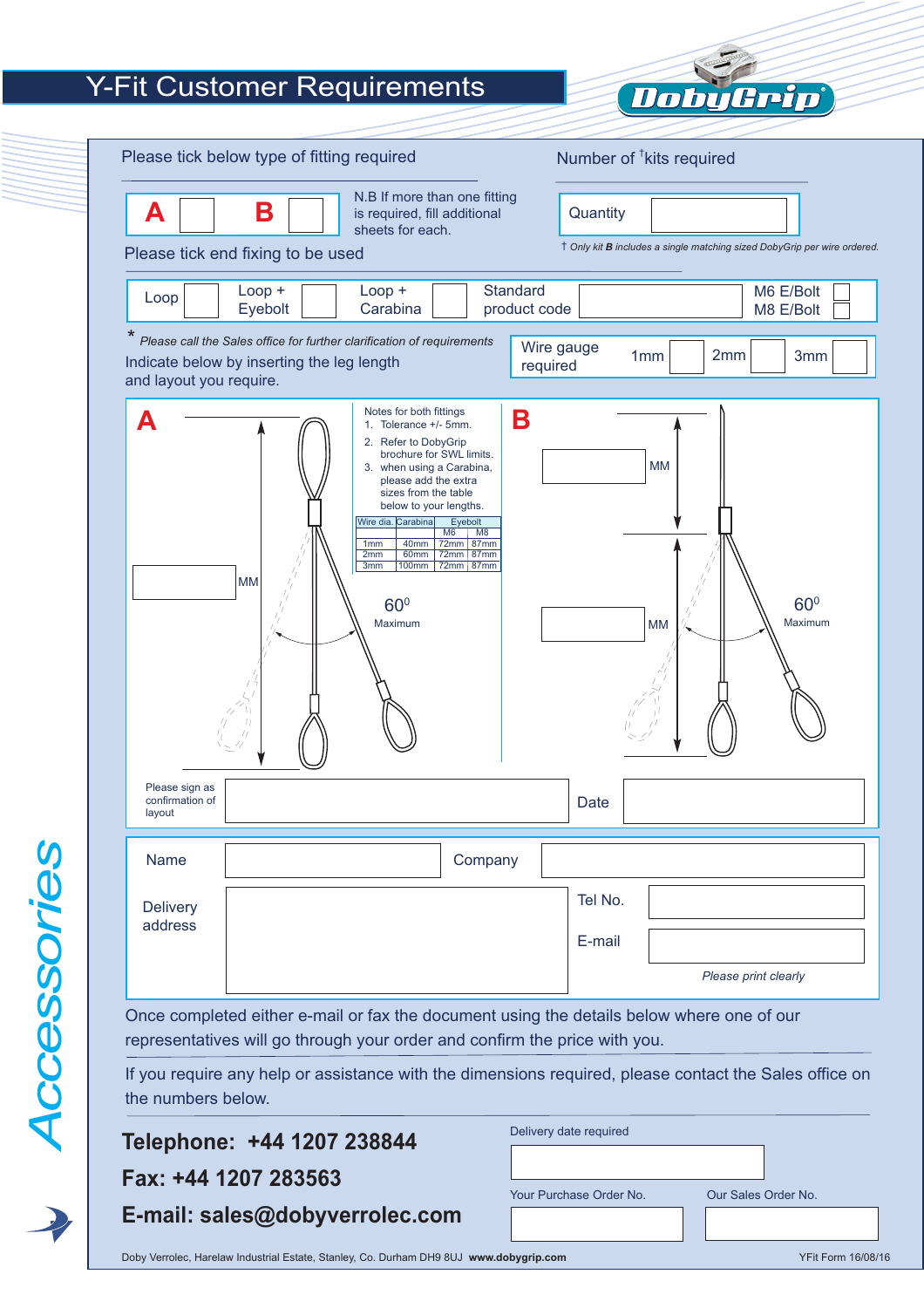# Y-Fit Customer Requirements

DobyGrip

Please tick below type of fitting required

**A** ☐ **B** ☐

N.B If more than one fitting is required, fill additional sheets for each.

Number of †kits required

Quantity

† *Only kit* ***B*** *includes a single matching sized DobyGrip per wire ordered.*

Please tick end fixing to be used

Loop ☐ Loop + Eyebolt ☐ Loop + Carabina ☐ Standard product code M6 E/Bolt ☐ M8 E/Bolt ☐

\* *Please call the Sales office for further clarification of requirements*

Wire gauge required 1mm ☐ 2mm ☐ 3mm ☐

Indicate below by inserting the leg length and layout you require.

**A**

MM

Notes for both fittings

1. Tolerance +/- 5mm.
2. Refer to DobyGrip brochure for SWL limits.
3. when using a Carabina, please add the extra sizes from the table below to your lengths.

| Wire dia. | Carabina | Eyebolt | |
|---|---|---|---|
| | | M6 | M8 |
| 1mm | 40mm | 72mm | 87mm |
| 2mm | 60mm | 72mm | 87mm |
| 3mm | 100mm | 72mm | 87mm |

$60^0$ Maximum

**B**

MM

MM

$60^0$ Maximum

Please sign as confirmation of layout

Date

Name

Company

Delivery address

Tel No.

E-mail

*Please print clearly*

Once completed either e-mail or fax the document using the details below where one of our representatives will go through your order and confirm the price with you.

If you require any help or assistance with the dimensions required, please contact the Sales office on the numbers below.

**Telephone: +44 1207 238844**

**Fax: +44 1207 283563**

**E-mail: sales@dobyverrolec.com**

Delivery date required

Your Purchase Order No.

Our Sales Order No.

Doby Verrolec, Harelaw Industrial Estate, Stanley, Co. Durham DH9 8UJ **www.dobygrip.com**

YFit Form 16/08/16

Accessories